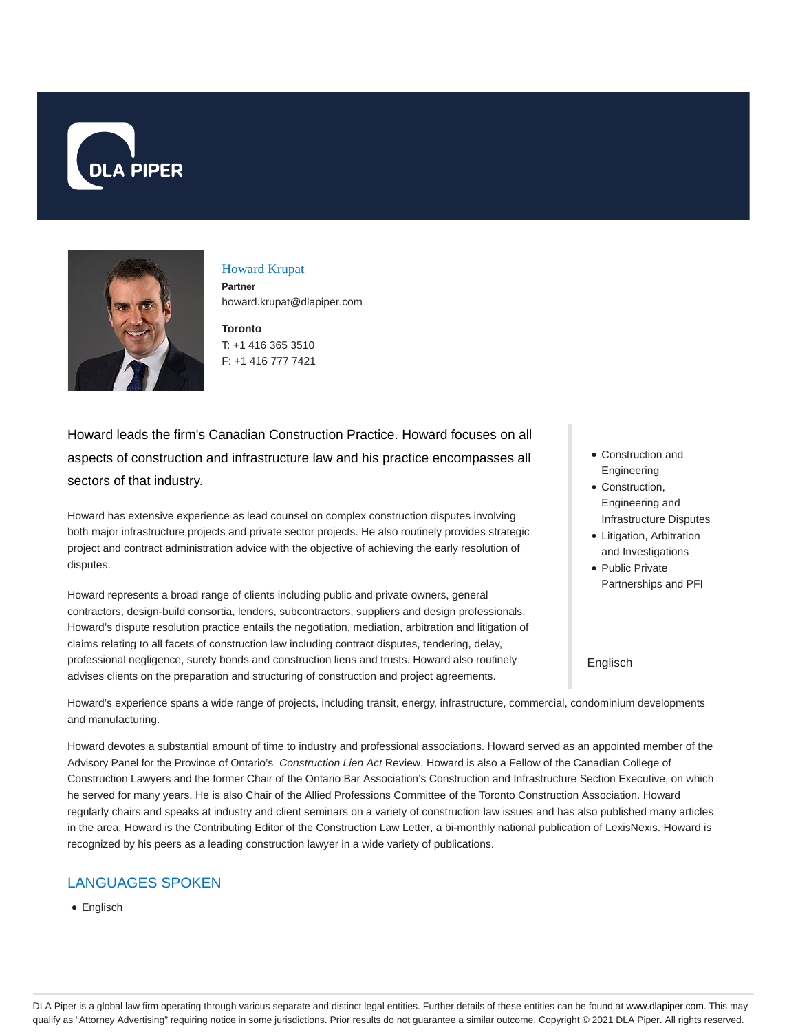# Howard Krupat

**Partner**
howard.krupat@dlapiper.com

**Toronto**
T: +1 416 365 3510
F: +1 416 777 7421

Howard leads the firm's Canadian Construction Practice. Howard focuses on all aspects of construction and infrastructure law and his practice encompasses all sectors of that industry.

Howard has extensive experience as lead counsel on complex construction disputes involving both major infrastructure projects and private sector projects. He also routinely provides strategic project and contract administration advice with the objective of achieving the early resolution of disputes.

Howard represents a broad range of clients including public and private owners, general contractors, design-build consortia, lenders, subcontractors, suppliers and design professionals. Howard's dispute resolution practice entails the negotiation, mediation, arbitration and litigation of claims relating to all facets of construction law including contract disputes, tendering, delay, professional negligence, surety bonds and construction liens and trusts. Howard also routinely advises clients on the preparation and structuring of construction and project agreements.

- Construction and Engineering
- Construction, Engineering and Infrastructure Disputes
- Litigation, Arbitration and Investigations
- Public Private Partnerships and PFI

Englisch

Howard's experience spans a wide range of projects, including transit, energy, infrastructure, commercial, condominium developments and manufacturing.

Howard devotes a substantial amount of time to industry and professional associations. Howard served as an appointed member of the Advisory Panel for the Province of Ontario's *Construction Lien Act* Review. Howard is also a Fellow of the Canadian College of Construction Lawyers and the former Chair of the Ontario Bar Association's Construction and Infrastructure Section Executive, on which he served for many years. He is also Chair of the Allied Professions Committee of the Toronto Construction Association. Howard regularly chairs and speaks at industry and client seminars on a variety of construction law issues and has also published many articles in the area. Howard is the Contributing Editor of the Construction Law Letter, a bi-monthly national publication of LexisNexis. Howard is recognized by his peers as a leading construction lawyer in a wide variety of publications.

## LANGUAGES SPOKEN

- Englisch

DLA Piper is a global law firm operating through various separate and distinct legal entities. Further details of these entities can be found at www.dlapiper.com. This may qualify as "Attorney Advertising" requiring notice in some jurisdictions. Prior results do not guarantee a similar outcome. Copyright © 2021 DLA Piper. All rights reserved.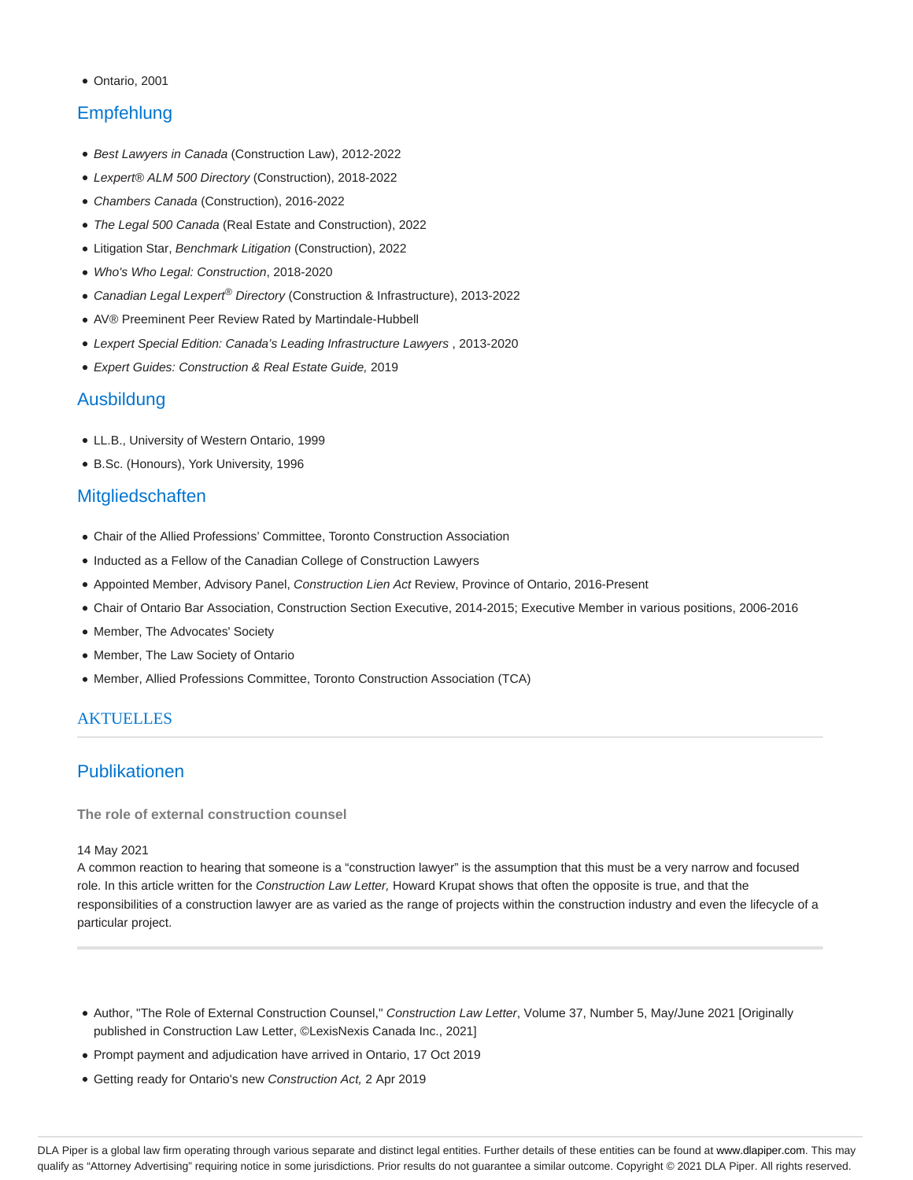- Ontario, 2001

## Empfehlung

- *Best Lawyers in Canada* (Construction Law), 2012-2022
- *Lexpert® ALM 500 Directory* (Construction), 2018-2022
- *Chambers Canada* (Construction), 2016-2022
- *The Legal 500 Canada* (Real Estate and Construction), 2022
- Litigation Star, *Benchmark Litigation* (Construction), 2022
- *Who's Who Legal: Construction*, 2018-2020
- *Canadian Legal Lexpert® Directory* (Construction & Infrastructure), 2013-2022
- AV® Preeminent Peer Review Rated by Martindale-Hubbell
- *Lexpert Special Edition: Canada's Leading Infrastructure Lawyers* , 2013-2020
- *Expert Guides: Construction & Real Estate Guide,* 2019

## Ausbildung

- LL.B., University of Western Ontario, 1999
- B.Sc. (Honours), York University, 1996

## Mitgliedschaften

- Chair of the Allied Professions' Committee, Toronto Construction Association
- Inducted as a Fellow of the Canadian College of Construction Lawyers
- Appointed Member, Advisory Panel, *Construction Lien Act* Review, Province of Ontario, 2016-Present
- Chair of Ontario Bar Association, Construction Section Executive, 2014-2015; Executive Member in various positions, 2006-2016
- Member, The Advocates' Society
- Member, The Law Society of Ontario
- Member, Allied Professions Committee, Toronto Construction Association (TCA)

## AKTUELLES

## Publikationen

**The role of external construction counsel**

14 May 2021
A common reaction to hearing that someone is a "construction lawyer" is the assumption that this must be a very narrow and focused role. In this article written for the *Construction Law Letter,* Howard Krupat shows that often the opposite is true, and that the responsibilities of a construction lawyer are as varied as the range of projects within the construction industry and even the lifecycle of a particular project.

- Author, "The Role of External Construction Counsel," *Construction Law Letter*, Volume 37, Number 5, May/June 2021 [Originally published in Construction Law Letter, ©LexisNexis Canada Inc., 2021]
- Prompt payment and adjudication have arrived in Ontario, 17 Oct 2019
- Getting ready for Ontario's new *Construction Act,* 2 Apr 2019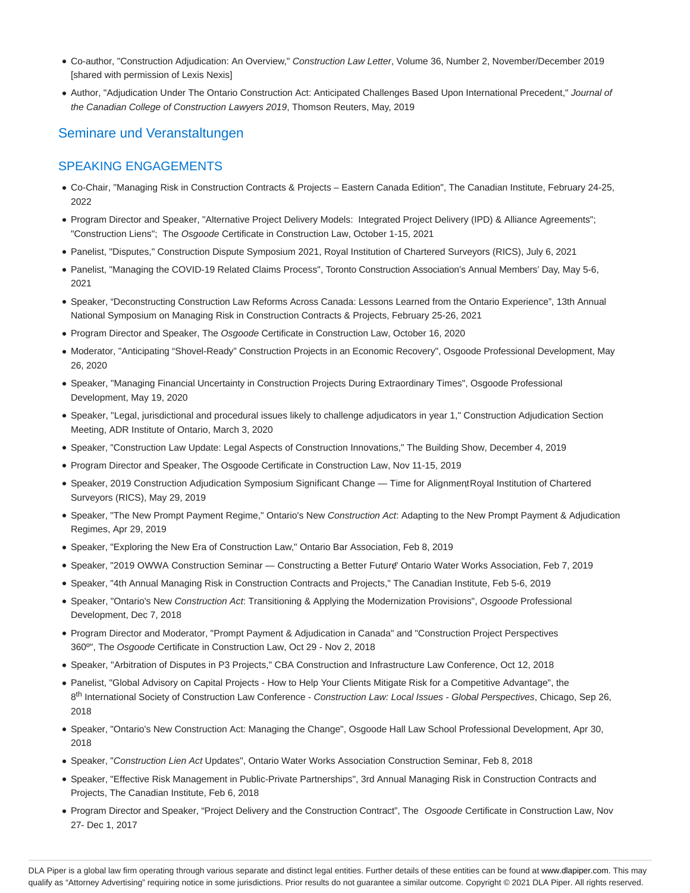- Co-author, "Construction Adjudication: An Overview," *Construction Law Letter*, Volume 36, Number 2, November/December 2019 [shared with permission of Lexis Nexis]
- Author, "Adjudication Under The Ontario Construction Act: Anticipated Challenges Based Upon International Precedent," *Journal of the Canadian College of Construction Lawyers 2019*, Thomson Reuters, May, 2019

## Seminare und Veranstaltungen

## SPEAKING ENGAGEMENTS

- Co-Chair, "Managing Risk in Construction Contracts & Projects – Eastern Canada Edition", The Canadian Institute, February 24-25, 2022
- Program Director and Speaker, "Alternative Project Delivery Models: Integrated Project Delivery (IPD) & Alliance Agreements"; "Construction Liens"; The *Osgoode* Certificate in Construction Law, October 1-15, 2021
- Panelist, "Disputes," Construction Dispute Symposium 2021, Royal Institution of Chartered Surveyors (RICS), July 6, 2021
- Panelist, "Managing the COVID-19 Related Claims Process", Toronto Construction Association's Annual Members' Day, May 5-6, 2021
- Speaker, "Deconstructing Construction Law Reforms Across Canada: Lessons Learned from the Ontario Experience", 13th Annual National Symposium on Managing Risk in Construction Contracts & Projects, February 25-26, 2021
- Program Director and Speaker, The *Osgoode* Certificate in Construction Law, October 16, 2020
- Moderator, "Anticipating "Shovel-Ready" Construction Projects in an Economic Recovery", Osgoode Professional Development, May 26, 2020
- Speaker, "Managing Financial Uncertainty in Construction Projects During Extraordinary Times", Osgoode Professional Development, May 19, 2020
- Speaker, "Legal, jurisdictional and procedural issues likely to challenge adjudicators in year 1," Construction Adjudication Section Meeting, ADR Institute of Ontario, March 3, 2020
- Speaker, "Construction Law Update: Legal Aspects of Construction Innovations," The Building Show, December 4, 2019
- Program Director and Speaker, The Osgoode Certificate in Construction Law, Nov 11-15, 2019
- Speaker, 2019 Construction Adjudication Symposium Significant Change — Time for Alignment, Royal Institution of Chartered Surveyors (RICS), May 29, 2019
- Speaker, "The New Prompt Payment Regime," Ontario's New *Construction Act*: Adapting to the New Prompt Payment & Adjudication Regimes, Apr 29, 2019
- Speaker, "Exploring the New Era of Construction Law," Ontario Bar Association, Feb 8, 2019
- Speaker, "2019 OWWA Construction Seminar — Constructing a Better Future," Ontario Water Works Association, Feb 7, 2019
- Speaker, "4th Annual Managing Risk in Construction Contracts and Projects," The Canadian Institute, Feb 5-6, 2019
- Speaker, "Ontario's New *Construction Act*: Transitioning & Applying the Modernization Provisions", *Osgoode* Professional Development, Dec 7, 2018
- Program Director and Moderator, "Prompt Payment & Adjudication in Canada" and "Construction Project Perspectives 360º", The *Osgoode* Certificate in Construction Law, Oct 29 - Nov 2, 2018
- Speaker, "Arbitration of Disputes in P3 Projects," CBA Construction and Infrastructure Law Conference, Oct 12, 2018
- Panelist, "Global Advisory on Capital Projects - How to Help Your Clients Mitigate Risk for a Competitive Advantage", the 8th International Society of Construction Law Conference - *Construction Law: Local Issues - Global Perspectives*, Chicago, Sep 26, 2018
- Speaker, "Ontario's New Construction Act: Managing the Change", Osgoode Hall Law School Professional Development, Apr 30, 2018
- Speaker, "*Construction Lien Act* Updates", Ontario Water Works Association Construction Seminar, Feb 8, 2018
- Speaker, "Effective Risk Management in Public-Private Partnerships", 3rd Annual Managing Risk in Construction Contracts and Projects, The Canadian Institute, Feb 6, 2018
- Program Director and Speaker, "Project Delivery and the Construction Contract", The *Osgoode* Certificate in Construction Law, Nov 27- Dec 1, 2017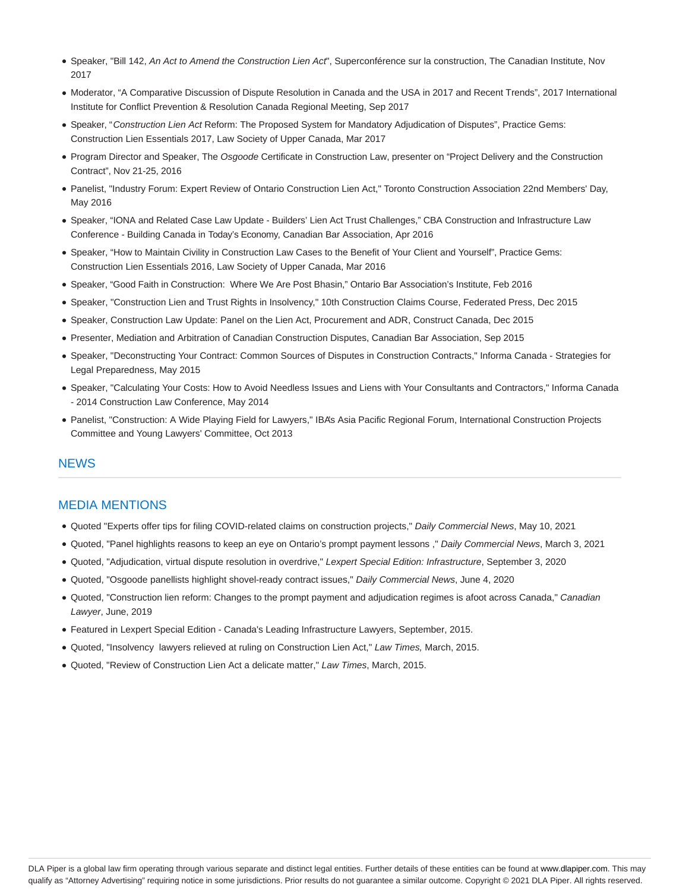- Speaker, "Bill 142, *An Act to Amend the Construction Lien Act*", Superconférence sur la construction, The Canadian Institute, Nov 2017
- Moderator, "A Comparative Discussion of Dispute Resolution in Canada and the USA in 2017 and Recent Trends", 2017 International Institute for Conflict Prevention & Resolution Canada Regional Meeting, Sep 2017
- Speaker, "*Construction Lien Act* Reform: The Proposed System for Mandatory Adjudication of Disputes", Practice Gems: Construction Lien Essentials 2017, Law Society of Upper Canada, Mar 2017
- Program Director and Speaker, The *Osgoode* Certificate in Construction Law, presenter on "Project Delivery and the Construction Contract", Nov 21-25, 2016
- Panelist, "Industry Forum: Expert Review of Ontario Construction Lien Act," Toronto Construction Association 22nd Members' Day, May 2016
- Speaker, "IONA and Related Case Law Update - Builders' Lien Act Trust Challenges," CBA Construction and Infrastructure Law Conference - Building Canada in Today's Economy, Canadian Bar Association, Apr 2016
- Speaker, "How to Maintain Civility in Construction Law Cases to the Benefit of Your Client and Yourself", Practice Gems: Construction Lien Essentials 2016, Law Society of Upper Canada, Mar 2016
- Speaker, "Good Faith in Construction: Where We Are Post Bhasin," Ontario Bar Association's Institute, Feb 2016
- Speaker, "Construction Lien and Trust Rights in Insolvency," 10th Construction Claims Course, Federated Press, Dec 2015
- Speaker, Construction Law Update: Panel on the Lien Act, Procurement and ADR, Construct Canada, Dec 2015
- Presenter, Mediation and Arbitration of Canadian Construction Disputes, Canadian Bar Association, Sep 2015
- Speaker, "Deconstructing Your Contract: Common Sources of Disputes in Construction Contracts," Informa Canada - Strategies for Legal Preparedness, May 2015
- Speaker, "Calculating Your Costs: How to Avoid Needless Issues and Liens with Your Consultants and Contractors," Informa Canada - 2014 Construction Law Conference, May 2014
- Panelist, "Construction: A Wide Playing Field for Lawyers," IBA's Asia Pacific Regional Forum, International Construction Projects Committee and Young Lawyers' Committee, Oct 2013

## NEWS

## MEDIA MENTIONS

- Quoted "Experts offer tips for filing COVID-related claims on construction projects," *Daily Commercial News*, May 10, 2021
- Quoted, "Panel highlights reasons to keep an eye on Ontario's prompt payment lessons ," *Daily Commercial News*, March 3, 2021
- Quoted, "Adjudication, virtual dispute resolution in overdrive," *Lexpert Special Edition: Infrastructure*, September 3, 2020
- Quoted, "Osgoode panellists highlight shovel-ready contract issues," *Daily Commercial News*, June 4, 2020
- Quoted, "Construction lien reform: Changes to the prompt payment and adjudication regimes is afoot across Canada," *Canadian Lawyer*, June, 2019
- Featured in Lexpert Special Edition - Canada's Leading Infrastructure Lawyers, September, 2015.
- Quoted, "Insolvency lawyers relieved at ruling on Construction Lien Act," *Law Times,* March, 2015.
- Quoted, "Review of Construction Lien Act a delicate matter," *Law Times*, March, 2015.

DLA Piper is a global law firm operating through various separate and distinct legal entities. Further details of these entities can be found at www.dlapiper.com. This may qualify as "Attorney Advertising" requiring notice in some jurisdictions. Prior results do not guarantee a similar outcome. Copyright © 2021 DLA Piper. All rights reserved.